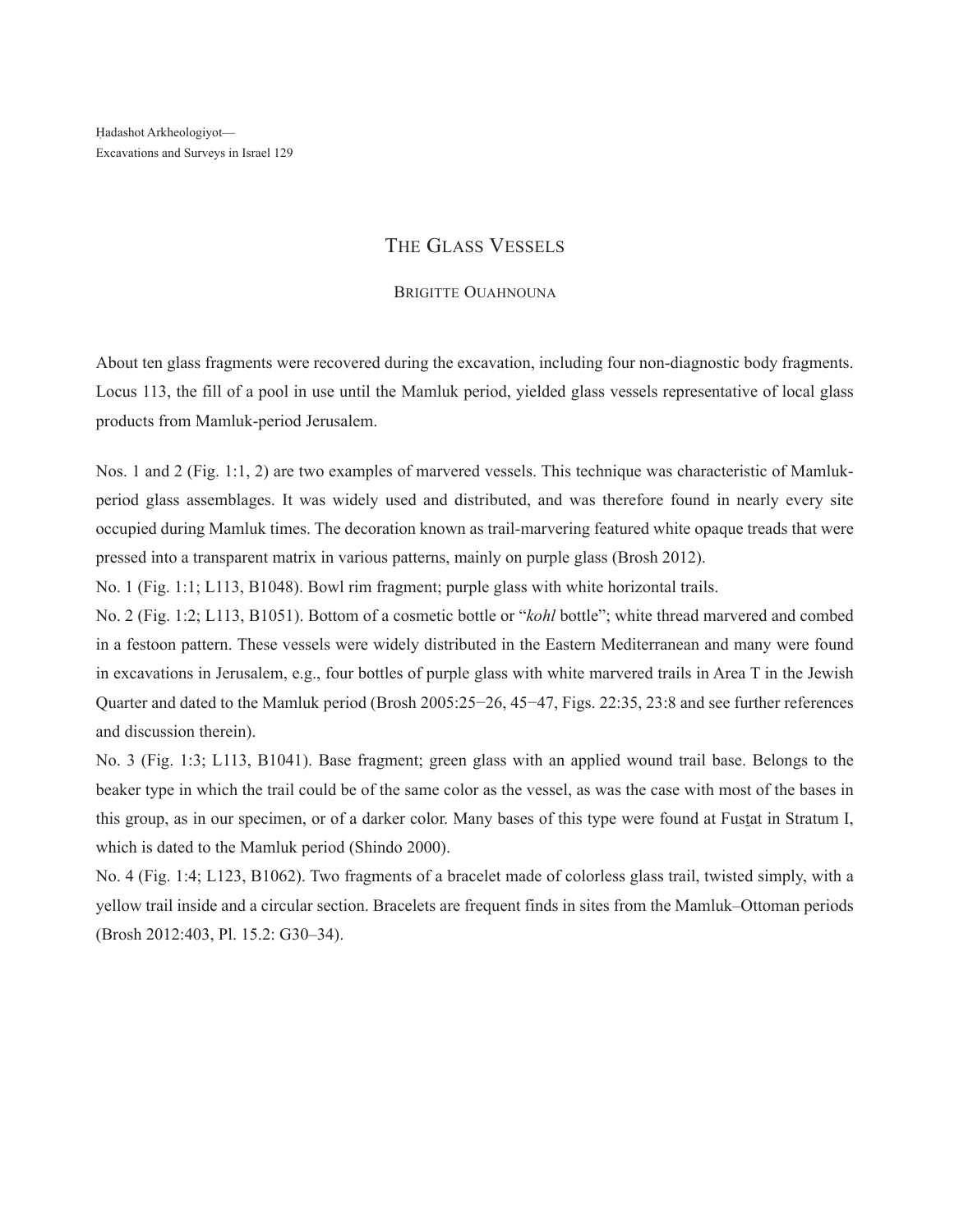# The Glass Vessels

Brigitte Ouahnouna

About ten glass fragments were recovered during the excavation, including four non-diagnostic body fragments. Locus 113, the fill of a pool in use until the Mamluk period, yielded glass vessels representative of local glass products from Mamluk-period Jerusalem.

Nos. 1 and 2 (Fig. 1:1, 2) are two examples of marvered vessels. This technique was characteristic of Mamluk-period glass assemblages. It was widely used and distributed, and was therefore found in nearly every site occupied during Mamluk times. The decoration known as trail-marvering featured white opaque treads that were pressed into a transparent matrix in various patterns, mainly on purple glass (Brosh 2012).

No. 1 (Fig. 1:1; L113, B1048). Bowl rim fragment; purple glass with white horizontal trails.

No. 2 (Fig. 1:2; L113, B1051). Bottom of a cosmetic bottle or "*kohl* bottle"; white thread marvered and combed in a festoon pattern. These vessels were widely distributed in the Eastern Mediterranean and many were found in excavations in Jerusalem, e.g., four bottles of purple glass with white marvered trails in Area T in the Jewish Quarter and dated to the Mamluk period (Brosh 2005:25−26, 45−47, Figs. 22:35, 23:8 and see further references and discussion therein).

No. 3 (Fig. 1:3; L113, B1041). Base fragment; green glass with an applied wound trail base. Belongs to the beaker type in which the trail could be of the same color as the vessel, as was the case with most of the bases in this group, as in our specimen, or of a darker color. Many bases of this type were found at Fusṯat in Stratum I, which is dated to the Mamluk period (Shindo 2000).

No. 4 (Fig. 1:4; L123, B1062). Two fragments of a bracelet made of colorless glass trail, twisted simply, with a yellow trail inside and a circular section. Bracelets are frequent finds in sites from the Mamluk–Ottoman periods (Brosh 2012:403, Pl. 15.2: G30–34).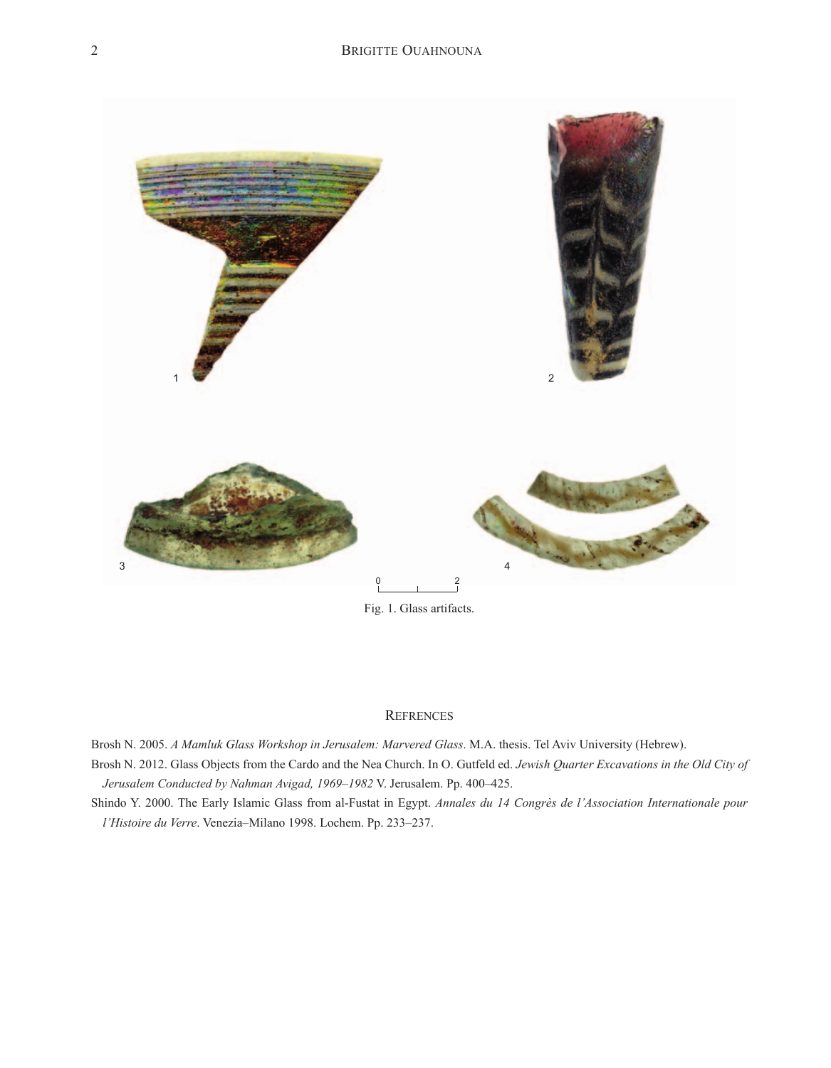1

2

3

4

0 2

Fig. 1. Glass artifacts.

## Refrences

Brosh N. 2005. *A Mamluk Glass Workshop in Jerusalem: Marvered Glass*. M.A. thesis. Tel Aviv University (Hebrew).

Brosh N. 2012. Glass Objects from the Cardo and the Nea Church. In O. Gutfeld ed. *Jewish Quarter Excavations in the Old City of Jerusalem Conducted by Nahman Avigad, 1969–1982* V. Jerusalem. Pp. 400–425.

Shindo Y. 2000. The Early Islamic Glass from al-Fustat in Egypt. *Annales du 14 Congrès de l'Association Internationale pour l'Histoire du Verre*. Venezia–Milano 1998. Lochem. Pp. 233–237.